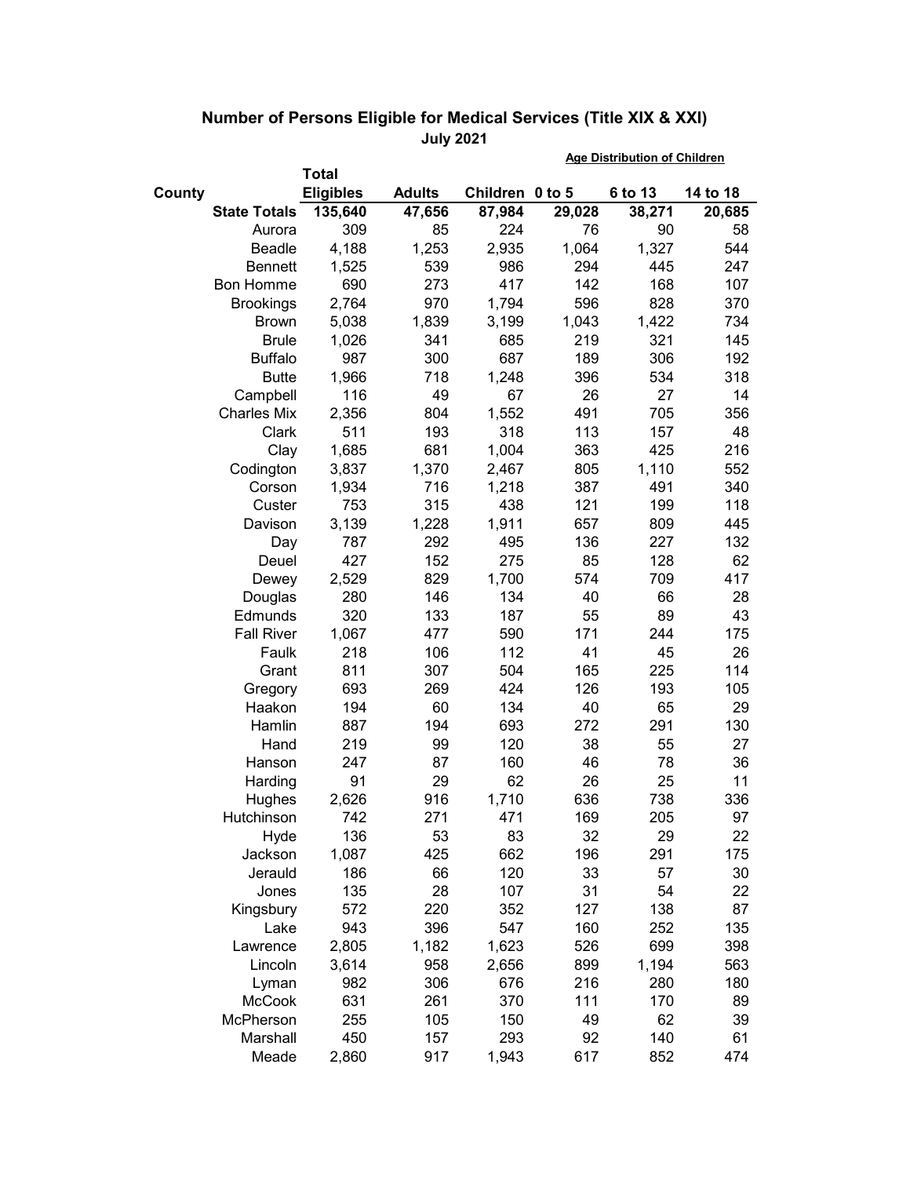## Number of Persons Eligible for Medical Services (Title XIX & XXI)

**July 2021**

| County | Total Eligibles | Adults | Children | Age Distribution of Children: 0 to 5 | 6 to 13 | 14 to 18 |
|---|---|---|---|---|---|---|
| **State Totals** | **135,640** | **47,656** | **87,984** | **29,028** | **38,271** | **20,685** |
| Aurora | 309 | 85 | 224 | 76 | 90 | 58 |
| Beadle | 4,188 | 1,253 | 2,935 | 1,064 | 1,327 | 544 |
| Bennett | 1,525 | 539 | 986 | 294 | 445 | 247 |
| Bon Homme | 690 | 273 | 417 | 142 | 168 | 107 |
| Brookings | 2,764 | 970 | 1,794 | 596 | 828 | 370 |
| Brown | 5,038 | 1,839 | 3,199 | 1,043 | 1,422 | 734 |
| Brule | 1,026 | 341 | 685 | 219 | 321 | 145 |
| Buffalo | 987 | 300 | 687 | 189 | 306 | 192 |
| Butte | 1,966 | 718 | 1,248 | 396 | 534 | 318 |
| Campbell | 116 | 49 | 67 | 26 | 27 | 14 |
| Charles Mix | 2,356 | 804 | 1,552 | 491 | 705 | 356 |
| Clark | 511 | 193 | 318 | 113 | 157 | 48 |
| Clay | 1,685 | 681 | 1,004 | 363 | 425 | 216 |
| Codington | 3,837 | 1,370 | 2,467 | 805 | 1,110 | 552 |
| Corson | 1,934 | 716 | 1,218 | 387 | 491 | 340 |
| Custer | 753 | 315 | 438 | 121 | 199 | 118 |
| Davison | 3,139 | 1,228 | 1,911 | 657 | 809 | 445 |
| Day | 787 | 292 | 495 | 136 | 227 | 132 |
| Deuel | 427 | 152 | 275 | 85 | 128 | 62 |
| Dewey | 2,529 | 829 | 1,700 | 574 | 709 | 417 |
| Douglas | 280 | 146 | 134 | 40 | 66 | 28 |
| Edmunds | 320 | 133 | 187 | 55 | 89 | 43 |
| Fall River | 1,067 | 477 | 590 | 171 | 244 | 175 |
| Faulk | 218 | 106 | 112 | 41 | 45 | 26 |
| Grant | 811 | 307 | 504 | 165 | 225 | 114 |
| Gregory | 693 | 269 | 424 | 126 | 193 | 105 |
| Haakon | 194 | 60 | 134 | 40 | 65 | 29 |
| Hamlin | 887 | 194 | 693 | 272 | 291 | 130 |
| Hand | 219 | 99 | 120 | 38 | 55 | 27 |
| Hanson | 247 | 87 | 160 | 46 | 78 | 36 |
| Harding | 91 | 29 | 62 | 26 | 25 | 11 |
| Hughes | 2,626 | 916 | 1,710 | 636 | 738 | 336 |
| Hutchinson | 742 | 271 | 471 | 169 | 205 | 97 |
| Hyde | 136 | 53 | 83 | 32 | 29 | 22 |
| Jackson | 1,087 | 425 | 662 | 196 | 291 | 175 |
| Jerauld | 186 | 66 | 120 | 33 | 57 | 30 |
| Jones | 135 | 28 | 107 | 31 | 54 | 22 |
| Kingsbury | 572 | 220 | 352 | 127 | 138 | 87 |
| Lake | 943 | 396 | 547 | 160 | 252 | 135 |
| Lawrence | 2,805 | 1,182 | 1,623 | 526 | 699 | 398 |
| Lincoln | 3,614 | 958 | 2,656 | 899 | 1,194 | 563 |
| Lyman | 982 | 306 | 676 | 216 | 280 | 180 |
| McCook | 631 | 261 | 370 | 111 | 170 | 89 |
| McPherson | 255 | 105 | 150 | 49 | 62 | 39 |
| Marshall | 450 | 157 | 293 | 92 | 140 | 61 |
| Meade | 2,860 | 917 | 1,943 | 617 | 852 | 474 |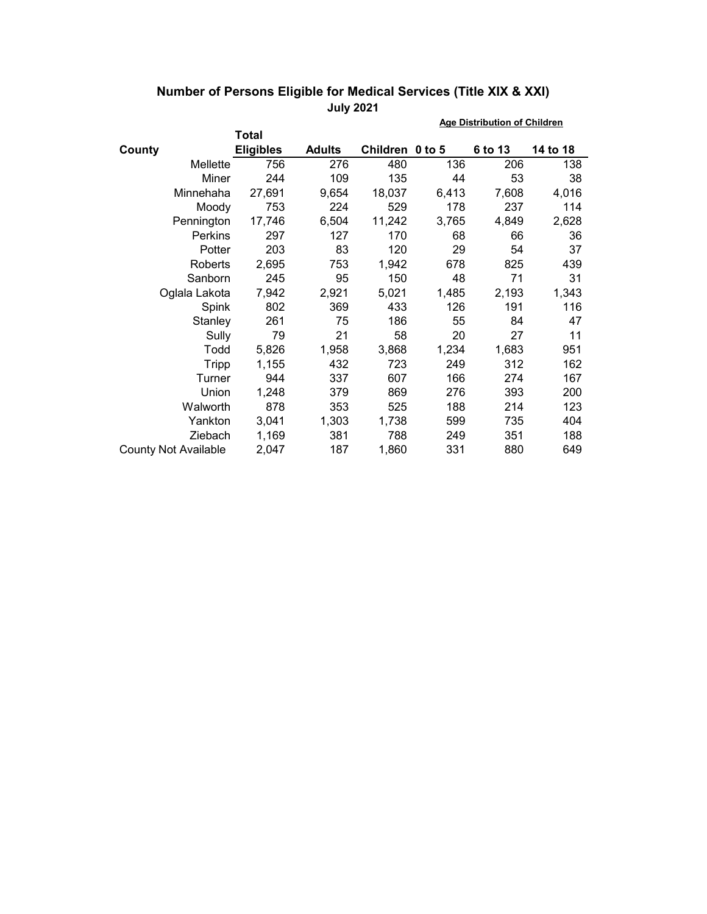## Number of Persons Eligible for Medical Services (Title XIX & XXI)

**July 2021**

| County | Total Eligibles | Adults | Children | Age Distribution of Children: 0 to 5 | 6 to 13 | 14 to 18 |
|---|---|---|---|---|---|---|
| Mellette | 756 | 276 | 480 | 136 | 206 | 138 |
| Miner | 244 | 109 | 135 | 44 | 53 | 38 |
| Minnehaha | 27,691 | 9,654 | 18,037 | 6,413 | 7,608 | 4,016 |
| Moody | 753 | 224 | 529 | 178 | 237 | 114 |
| Pennington | 17,746 | 6,504 | 11,242 | 3,765 | 4,849 | 2,628 |
| Perkins | 297 | 127 | 170 | 68 | 66 | 36 |
| Potter | 203 | 83 | 120 | 29 | 54 | 37 |
| Roberts | 2,695 | 753 | 1,942 | 678 | 825 | 439 |
| Sanborn | 245 | 95 | 150 | 48 | 71 | 31 |
| Oglala Lakota | 7,942 | 2,921 | 5,021 | 1,485 | 2,193 | 1,343 |
| Spink | 802 | 369 | 433 | 126 | 191 | 116 |
| Stanley | 261 | 75 | 186 | 55 | 84 | 47 |
| Sully | 79 | 21 | 58 | 20 | 27 | 11 |
| Todd | 5,826 | 1,958 | 3,868 | 1,234 | 1,683 | 951 |
| Tripp | 1,155 | 432 | 723 | 249 | 312 | 162 |
| Turner | 944 | 337 | 607 | 166 | 274 | 167 |
| Union | 1,248 | 379 | 869 | 276 | 393 | 200 |
| Walworth | 878 | 353 | 525 | 188 | 214 | 123 |
| Yankton | 3,041 | 1,303 | 1,738 | 599 | 735 | 404 |
| Ziebach | 1,169 | 381 | 788 | 249 | 351 | 188 |
| County Not Available | 2,047 | 187 | 1,860 | 331 | 880 | 649 |